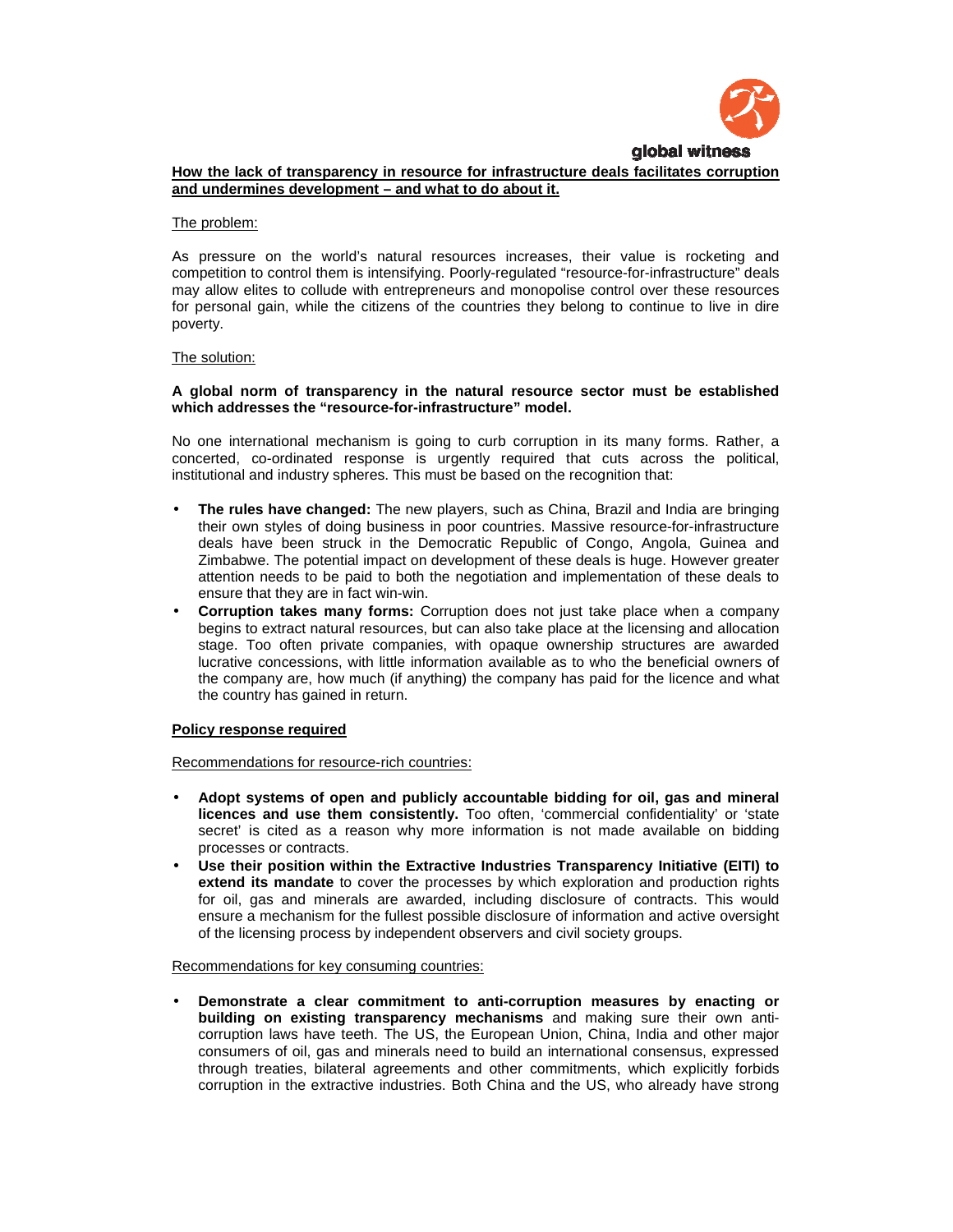global witness

**How the lack of transparency in resource for infrastructure deals facilitates corruption and undermines development – and what to do about it.**

The problem:

As pressure on the world's natural resources increases, their value is rocketing and competition to control them is intensifying. Poorly-regulated "resource-for-infrastructure" deals may allow elites to collude with entrepreneurs and monopolise control over these resources for personal gain, while the citizens of the countries they belong to continue to live in dire poverty.

The solution:

**A global norm of transparency in the natural resource sector must be established which addresses the "resource-for-infrastructure" model.**

No one international mechanism is going to curb corruption in its many forms. Rather, a concerted, co-ordinated response is urgently required that cuts across the political, institutional and industry spheres. This must be based on the recognition that:

- **The rules have changed:** The new players, such as China, Brazil and India are bringing their own styles of doing business in poor countries. Massive resource-for-infrastructure deals have been struck in the Democratic Republic of Congo, Angola, Guinea and Zimbabwe. The potential impact on development of these deals is huge. However greater attention needs to be paid to both the negotiation and implementation of these deals to ensure that they are in fact win-win.
- **Corruption takes many forms:** Corruption does not just take place when a company begins to extract natural resources, but can also take place at the licensing and allocation stage. Too often private companies, with opaque ownership structures are awarded lucrative concessions, with little information available as to who the beneficial owners of the company are, how much (if anything) the company has paid for the licence and what the country has gained in return.

**Policy response required**

Recommendations for resource-rich countries:

- **Adopt systems of open and publicly accountable bidding for oil, gas and mineral licences and use them consistently.** Too often, 'commercial confidentiality' or 'state secret' is cited as a reason why more information is not made available on bidding processes or contracts.
- **Use their position within the Extractive Industries Transparency Initiative (EITI) to extend its mandate** to cover the processes by which exploration and production rights for oil, gas and minerals are awarded, including disclosure of contracts. This would ensure a mechanism for the fullest possible disclosure of information and active oversight of the licensing process by independent observers and civil society groups.

Recommendations for key consuming countries:

- **Demonstrate a clear commitment to anti-corruption measures by enacting or building on existing transparency mechanisms** and making sure their own anti-corruption laws have teeth. The US, the European Union, China, India and other major consumers of oil, gas and minerals need to build an international consensus, expressed through treaties, bilateral agreements and other commitments, which explicitly forbids corruption in the extractive industries. Both China and the US, who already have strong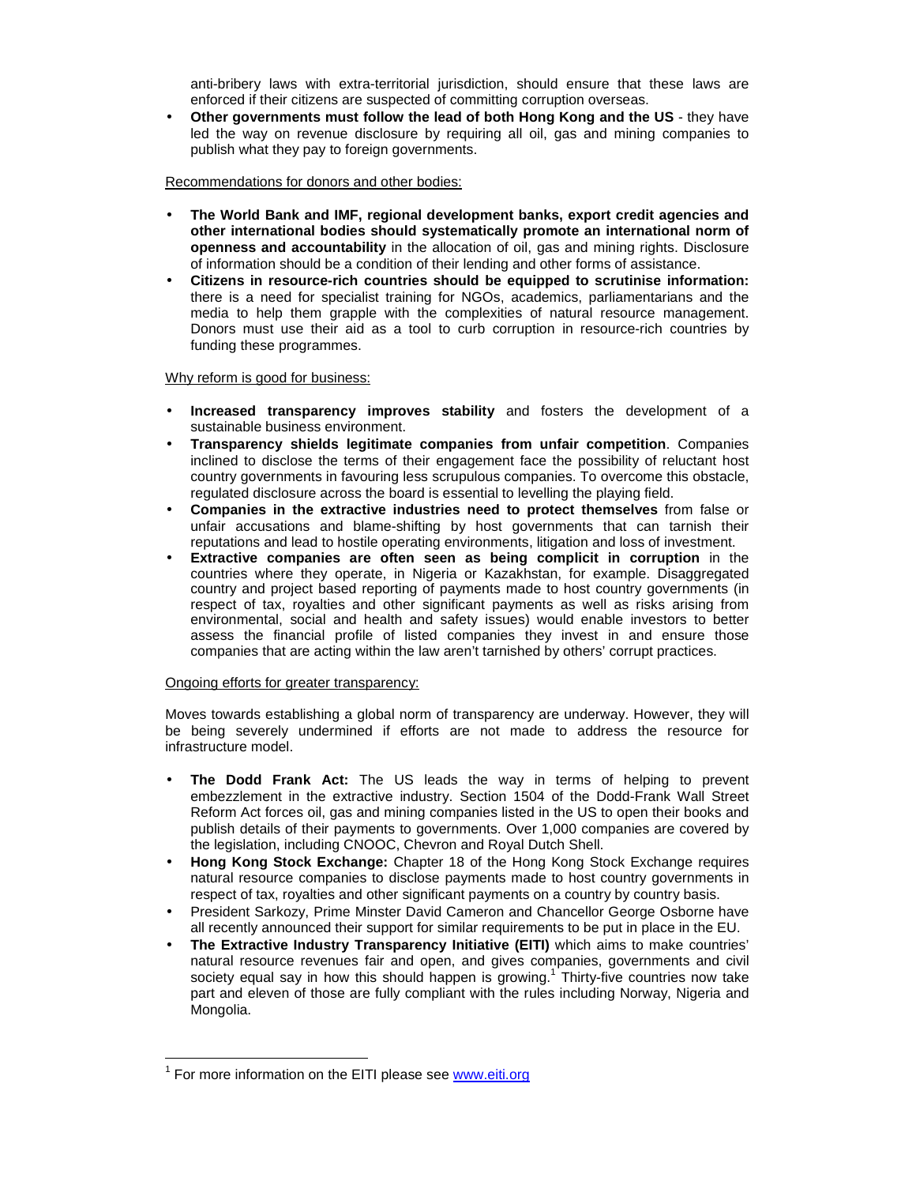anti-bribery laws with extra-territorial jurisdiction, should ensure that these laws are enforced if their citizens are suspected of committing corruption overseas.

- **Other governments must follow the lead of both Hong Kong and the US** - they have led the way on revenue disclosure by requiring all oil, gas and mining companies to publish what they pay to foreign governments.

Recommendations for donors and other bodies:

- **The World Bank and IMF, regional development banks, export credit agencies and other international bodies should systematically promote an international norm of openness and accountability** in the allocation of oil, gas and mining rights. Disclosure of information should be a condition of their lending and other forms of assistance.
- **Citizens in resource-rich countries should be equipped to scrutinise information:** there is a need for specialist training for NGOs, academics, parliamentarians and the media to help them grapple with the complexities of natural resource management. Donors must use their aid as a tool to curb corruption in resource-rich countries by funding these programmes.

Why reform is good for business:

- **Increased transparency improves stability** and fosters the development of a sustainable business environment.
- **Transparency shields legitimate companies from unfair competition**. Companies inclined to disclose the terms of their engagement face the possibility of reluctant host country governments in favouring less scrupulous companies. To overcome this obstacle, regulated disclosure across the board is essential to levelling the playing field.
- **Companies in the extractive industries need to protect themselves** from false or unfair accusations and blame-shifting by host governments that can tarnish their reputations and lead to hostile operating environments, litigation and loss of investment.
- **Extractive companies are often seen as being complicit in corruption** in the countries where they operate, in Nigeria or Kazakhstan, for example. Disaggregated country and project based reporting of payments made to host country governments (in respect of tax, royalties and other significant payments as well as risks arising from environmental, social and health and safety issues) would enable investors to better assess the financial profile of listed companies they invest in and ensure those companies that are acting within the law aren't tarnished by others' corrupt practices.

Ongoing efforts for greater transparency:

Moves towards establishing a global norm of transparency are underway. However, they will be being severely undermined if efforts are not made to address the resource for infrastructure model.

- **The Dodd Frank Act:** The US leads the way in terms of helping to prevent embezzlement in the extractive industry. Section 1504 of the Dodd-Frank Wall Street Reform Act forces oil, gas and mining companies listed in the US to open their books and publish details of their payments to governments. Over 1,000 companies are covered by the legislation, including CNOOC, Chevron and Royal Dutch Shell.
- **Hong Kong Stock Exchange:** Chapter 18 of the Hong Kong Stock Exchange requires natural resource companies to disclose payments made to host country governments in respect of tax, royalties and other significant payments on a country by country basis.
- President Sarkozy, Prime Minster David Cameron and Chancellor George Osborne have all recently announced their support for similar requirements to be put in place in the EU.
- **The Extractive Industry Transparency Initiative (EITI)** which aims to make countries' natural resource revenues fair and open, and gives companies, governments and civil society equal say in how this should happen is growing.[1] Thirty-five countries now take part and eleven of those are fully compliant with the rules including Norway, Nigeria and Mongolia.

[1] For more information on the EITI please see www.eiti.org